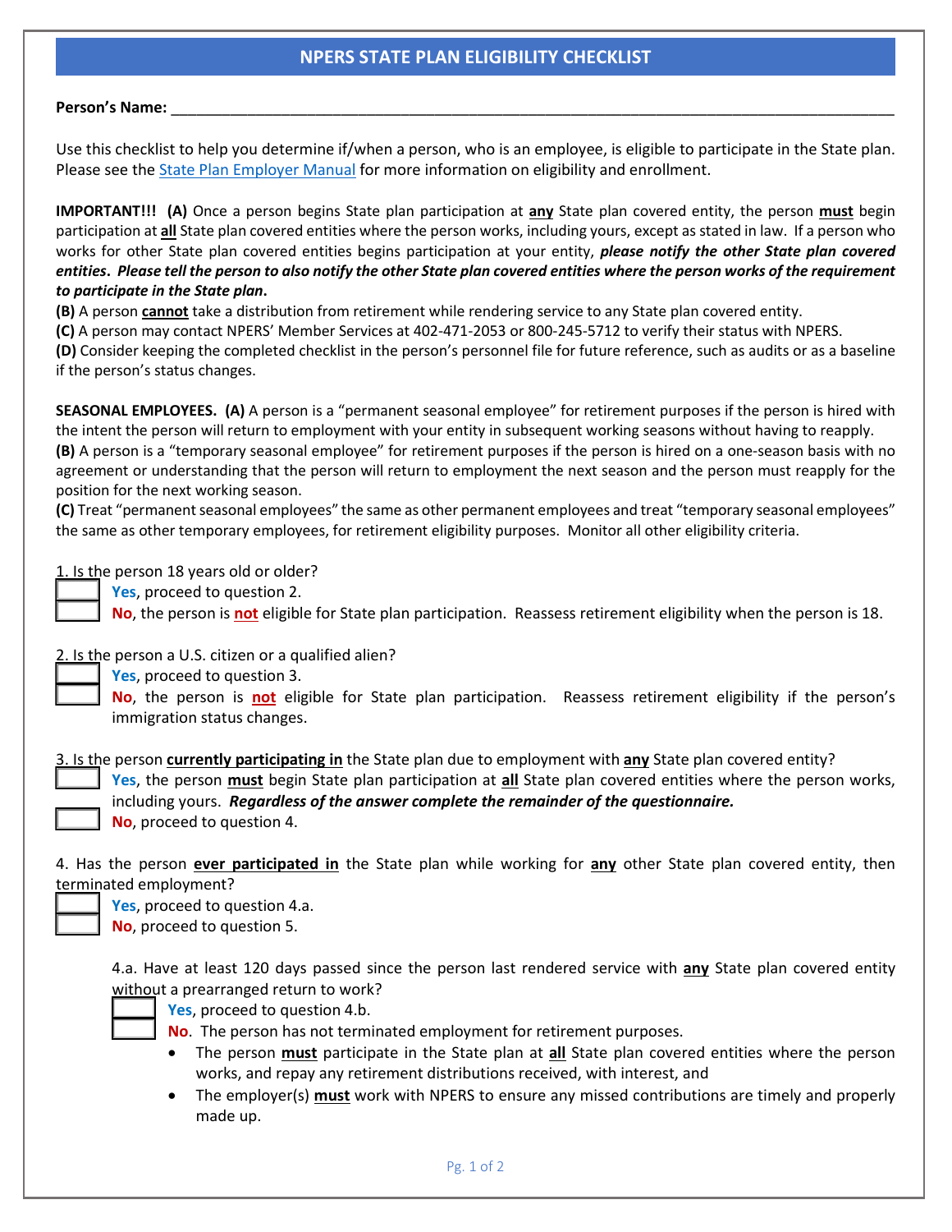# NPERS STATE PLAN ELIGIBILITY CHECKLIST

**Person's Name:** ___________________________________________________________________________

Use this checklist to help you determine if/when a person, who is an employee, is eligible to participate in the State plan. Please see the State Plan Employer Manual for more information on eligibility and enrollment.

**IMPORTANT!!! (A)** Once a person begins State plan participation at **any** State plan covered entity, the person **must** begin participation at **all** State plan covered entities where the person works, including yours, except as stated in law. If a person who works for other State plan covered entities begins participation at your entity, ***please notify the other State plan covered entities*. *Please tell the person to also notify the other State plan covered entities where the person works of the requirement to participate in the State plan*.**
**(B)** A person **cannot** take a distribution from retirement while rendering service to any State plan covered entity.
**(C)** A person may contact NPERS' Member Services at 402-471-2053 or 800-245-5712 to verify their status with NPERS.
**(D)** Consider keeping the completed checklist in the person's personnel file for future reference, such as audits or as a baseline if the person's status changes.

**SEASONAL EMPLOYEES. (A)** A person is a "permanent seasonal employee" for retirement purposes if the person is hired with the intent the person will return to employment with your entity in subsequent working seasons without having to reapply.
**(B)** A person is a "temporary seasonal employee" for retirement purposes if the person is hired on a one-season basis with no agreement or understanding that the person will return to employment the next season and the person must reapply for the position for the next working season.
**(C)** Treat "permanent seasonal employees" the same as other permanent employees and treat "temporary seasonal employees" the same as other temporary employees, for retirement eligibility purposes. Monitor all other eligibility criteria.

1. Is the person 18 years old or older?

- [ ] **Yes**, proceed to question 2.
- [ ] **No**, the person is **not** eligible for State plan participation. Reassess retirement eligibility when the person is 18.

2. Is the person a U.S. citizen or a qualified alien?

- [ ] **Yes**, proceed to question 3.
- [ ] **No**, the person is **not** eligible for State plan participation. Reassess retirement eligibility if the person's immigration status changes.

3. Is the person **currently participating in** the State plan due to employment with **any** State plan covered entity?

- [ ] **Yes**, the person **must** begin State plan participation at **all** State plan covered entities where the person works, including yours. ***Regardless of the answer complete the remainder of the questionnaire.***
- [ ] **No**, proceed to question 4.

4. Has the person **ever participated in** the State plan while working for **any** other State plan covered entity, then terminated employment?

- [ ] **Yes**, proceed to question 4.a.
- [ ] **No**, proceed to question 5.

4.a. Have at least 120 days passed since the person last rendered service with **any** State plan covered entity without a prearranged return to work?

- [ ] **Yes**, proceed to question 4.b.
- [ ] **No**. The person has not terminated employment for retirement purposes.
    - The person **must** participate in the State plan at **all** State plan covered entities where the person works, and repay any retirement distributions received, with interest, and
    - The employer(s) **must** work with NPERS to ensure any missed contributions are timely and properly made up.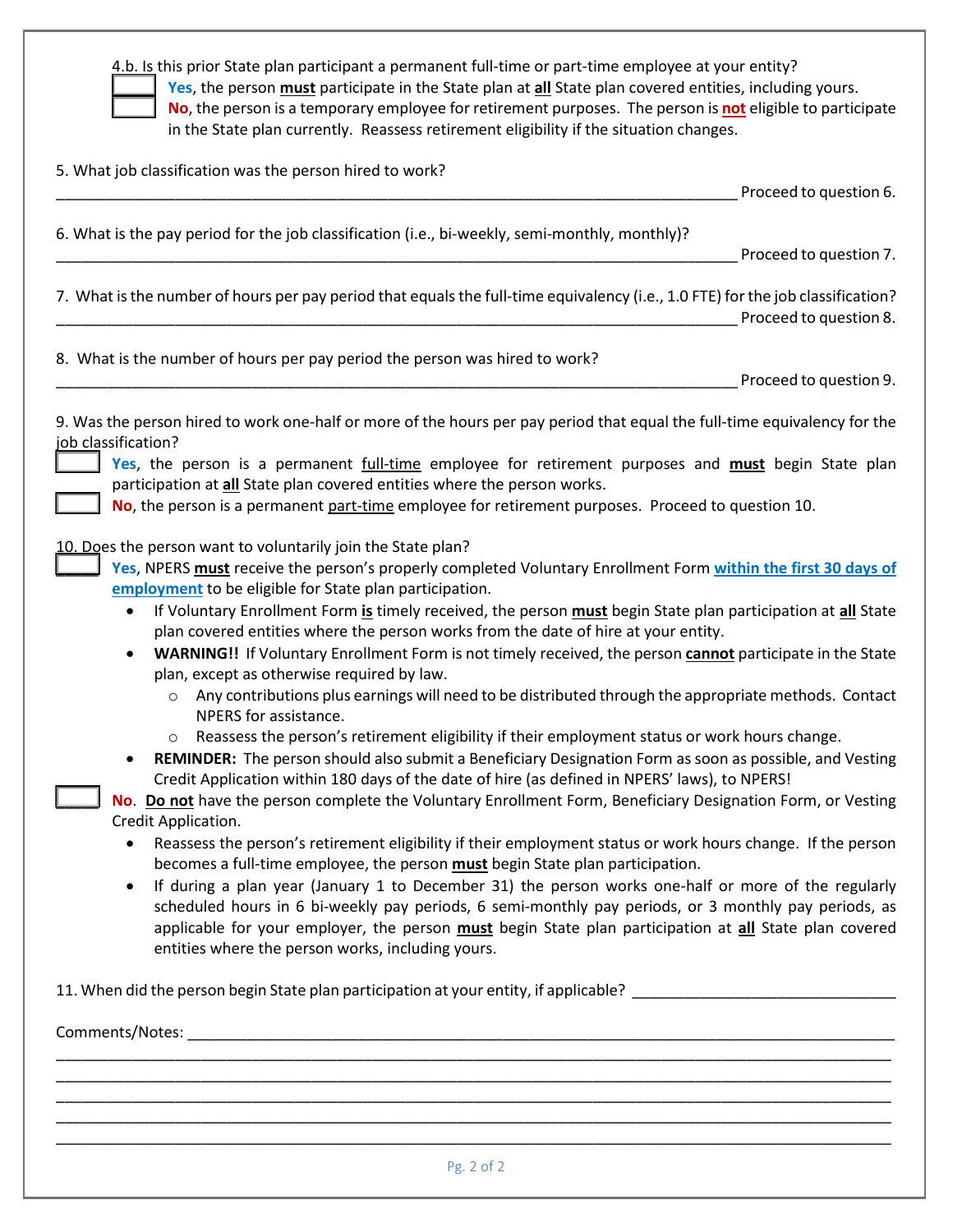4.b. Is this prior State plan participant a permanent full-time or part-time employee at your entity?

☐ **Yes**, the person **must** participate in the State plan at **all** State plan covered entities, including yours.

☐ **No**, the person is a temporary employee for retirement purposes. The person is **not** eligible to participate in the State plan currently. Reassess retirement eligibility if the situation changes.

5. What job classification was the person hired to work?

________________________________________________ Proceed to question 6.

6. What is the pay period for the job classification (i.e., bi-weekly, semi-monthly, monthly)?

________________________________________________ Proceed to question 7.

7. What is the number of hours per pay period that equals the full-time equivalency (i.e., 1.0 FTE) for the job classification?

________________________________________________ Proceed to question 8.

8. What is the number of hours per pay period the person was hired to work?

________________________________________________ Proceed to question 9.

9. Was the person hired to work one-half or more of the hours per pay period that equal the full-time equivalency for the job classification?

☐ **Yes**, the person is a permanent full-time employee for retirement purposes and **must** begin State plan participation at **all** State plan covered entities where the person works.

☐ **No**, the person is a permanent part-time employee for retirement purposes. Proceed to question 10.

10. Does the person want to voluntarily join the State plan?

☐ **Yes**, NPERS **must** receive the person's properly completed Voluntary Enrollment Form **within the first 30 days of employment** to be eligible for State plan participation.

- If Voluntary Enrollment Form **is** timely received, the person **must** begin State plan participation at **all** State plan covered entities where the person works from the date of hire at your entity.
- **WARNING!!** If Voluntary Enrollment Form is not timely received, the person **cannot** participate in the State plan, except as otherwise required by law.
  - Any contributions plus earnings will need to be distributed through the appropriate methods. Contact NPERS for assistance.
  - Reassess the person's retirement eligibility if their employment status or work hours change.
- **REMINDER:** The person should also submit a Beneficiary Designation Form as soon as possible, and Vesting Credit Application within 180 days of the date of hire (as defined in NPERS' laws), to NPERS!

☐ **No**. **Do not** have the person complete the Voluntary Enrollment Form, Beneficiary Designation Form, or Vesting Credit Application.

- Reassess the person's retirement eligibility if their employment status or work hours change. If the person becomes a full-time employee, the person **must** begin State plan participation.
- If during a plan year (January 1 to December 31) the person works one-half or more of the regularly scheduled hours in 6 bi-weekly pay periods, 6 semi-monthly pay periods, or 3 monthly pay periods, as applicable for your employer, the person **must** begin State plan participation at **all** State plan covered entities where the person works, including yours.

11. When did the person begin State plan participation at your entity, if applicable? ______________________

Comments/Notes: ________________________________________________

________________________________________________

________________________________________________

________________________________________________

________________________________________________

________________________________________________